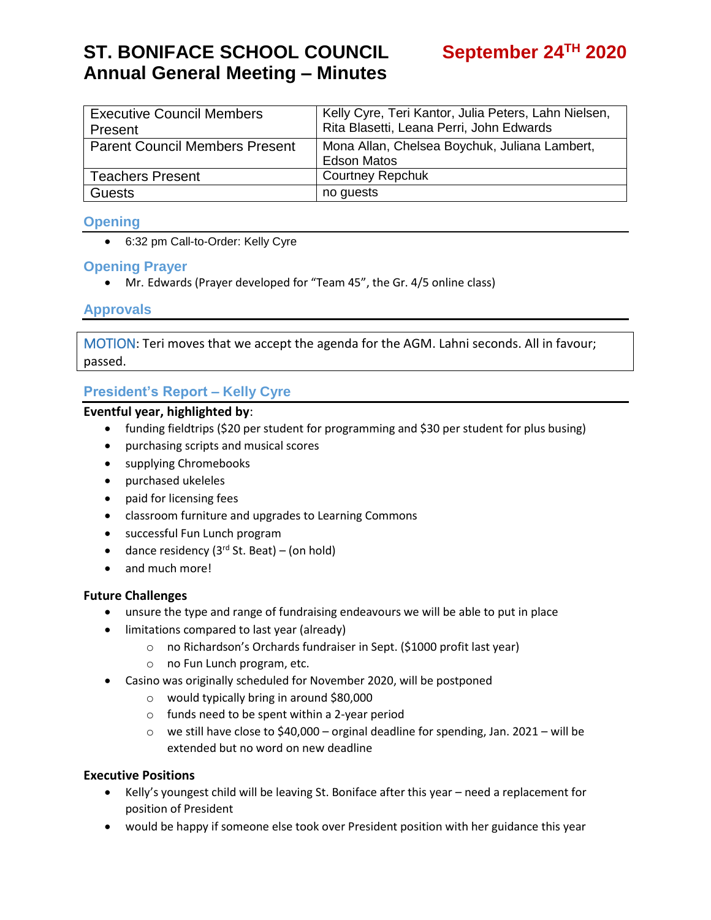# ST. BONIFACE SCHOOL COUNCIL
# Annual General Meeting – Minutes

**September 24TH 2020**

| | |
|---|---|
| Executive Council Members Present | Kelly Cyre, Teri Kantor, Julia Peters, Lahn Nielsen, Rita Blasetti, Leana Perri, John Edwards |
| Parent Council Members Present | Mona Allan, Chelsea Boychuk, Juliana Lambert, Edson Matos |
| Teachers Present | Courtney Repchuk |
| Guests | no guests |

## Opening

- 6:32 pm Call-to-Order: Kelly Cyre

## Opening Prayer

- Mr. Edwards (Prayer developed for "Team 45", the Gr. 4/5 online class)

## Approvals

MOTION: Teri moves that we accept the agenda for the AGM. Lahni seconds. All in favour; passed.

## President's Report – Kelly Cyre

**Eventful year, highlighted by**:

- funding fieldtrips ($20 per student for programming and $30 per student for plus busing)
- purchasing scripts and musical scores
- supplying Chromebooks
- purchased ukeleles
- paid for licensing fees
- classroom furniture and upgrades to Learning Commons
- successful Fun Lunch program
- dance residency (3rd St. Beat) – (on hold)
- and much more!

**Future Challenges**

- unsure the type and range of fundraising endeavours we will be able to put in place
- limitations compared to last year (already)
  - no Richardson's Orchards fundraiser in Sept. ($1000 profit last year)
  - no Fun Lunch program, etc.
- Casino was originally scheduled for November 2020, will be postponed
  - would typically bring in around $80,000
  - funds need to be spent within a 2-year period
  - we still have close to $40,000 – orginal deadline for spending, Jan. 2021 – will be extended but no word on new deadline

**Executive Positions**

- Kelly's youngest child will be leaving St. Boniface after this year – need a replacement for position of President
- would be happy if someone else took over President position with her guidance this year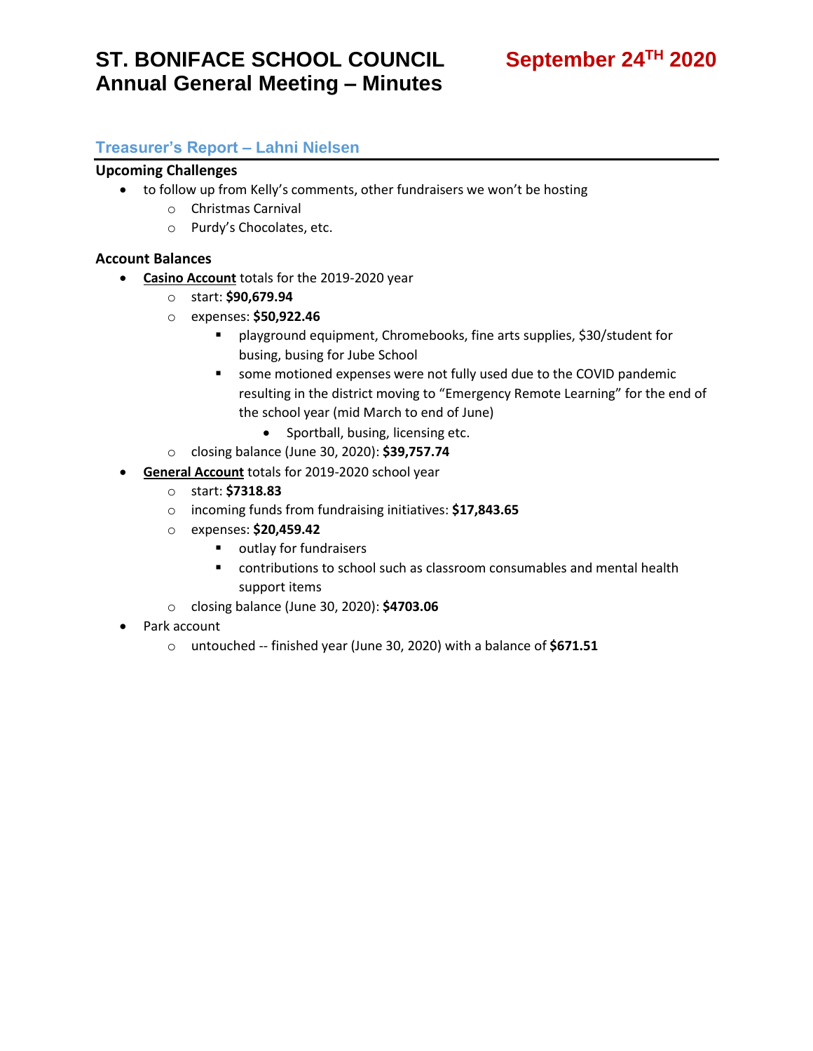# ST. BONIFACE SCHOOL COUNCIL Annual General Meeting – Minutes

**September 24TH 2020**

## Treasurer's Report – Lahni Nielsen

### Upcoming Challenges

- to follow up from Kelly's comments, other fundraisers we won't be hosting
  - Christmas Carnival
  - Purdy's Chocolates, etc.

### Account Balances

- **Casino Account** totals for the 2019-2020 year
  - start: **$90,679.94**
  - expenses: **$50,922.46**
    - playground equipment, Chromebooks, fine arts supplies, $30/student for busing, busing for Jube School
    - some motioned expenses were not fully used due to the COVID pandemic resulting in the district moving to "Emergency Remote Learning" for the end of the school year (mid March to end of June)
      - Sportball, busing, licensing etc.
  - closing balance (June 30, 2020): **$39,757.74**
- **General Account** totals for 2019-2020 school year
  - start: **$7318.83**
  - incoming funds from fundraising initiatives: **$17,843.65**
  - expenses: **$20,459.42**
    - outlay for fundraisers
    - contributions to school such as classroom consumables and mental health support items
  - closing balance (June 30, 2020): **$4703.06**
- Park account
  - untouched -- finished year (June 30, 2020) with a balance of **$671.51**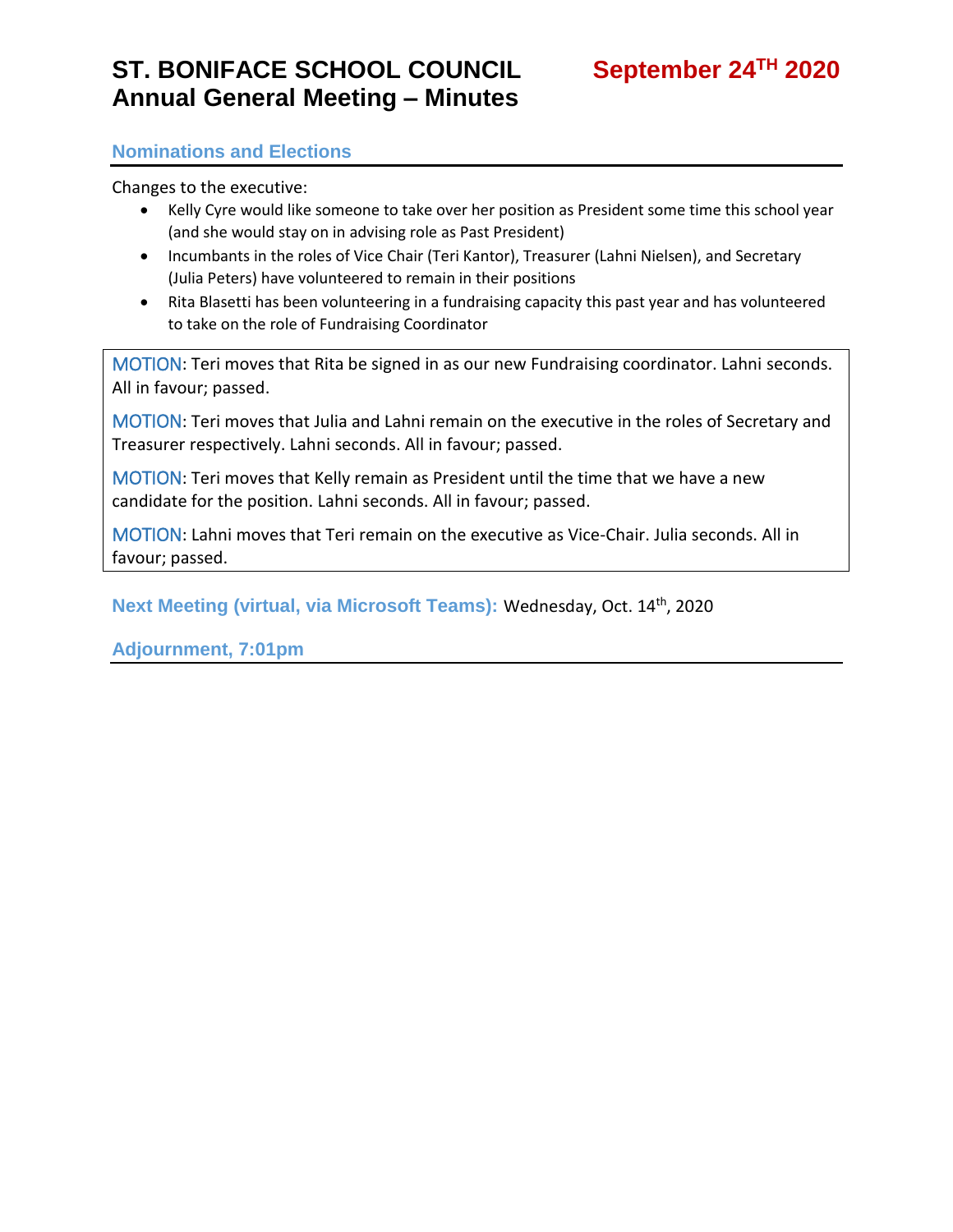# ST. BONIFACE SCHOOL COUNCIL Annual General Meeting – Minutes

**September 24TH 2020**

## Nominations and Elections

Changes to the executive:

- Kelly Cyre would like someone to take over her position as President some time this school year (and she would stay on in advising role as Past President)
- Incumbants in the roles of Vice Chair (Teri Kantor), Treasurer (Lahni Nielsen), and Secretary (Julia Peters) have volunteered to remain in their positions
- Rita Blasetti has been volunteering in a fundraising capacity this past year and has volunteered to take on the role of Fundraising Coordinator

MOTION: Teri moves that Rita be signed in as our new Fundraising coordinator. Lahni seconds. All in favour; passed.

MOTION: Teri moves that Julia and Lahni remain on the executive in the roles of Secretary and Treasurer respectively. Lahni seconds. All in favour; passed.

MOTION: Teri moves that Kelly remain as President until the time that we have a new candidate for the position. Lahni seconds. All in favour; passed.

MOTION: Lahni moves that Teri remain on the executive as Vice-Chair. Julia seconds. All in favour; passed.

**Next Meeting (virtual, via Microsoft Teams):** Wednesday, Oct. 14th, 2020

## Adjournment, 7:01pm